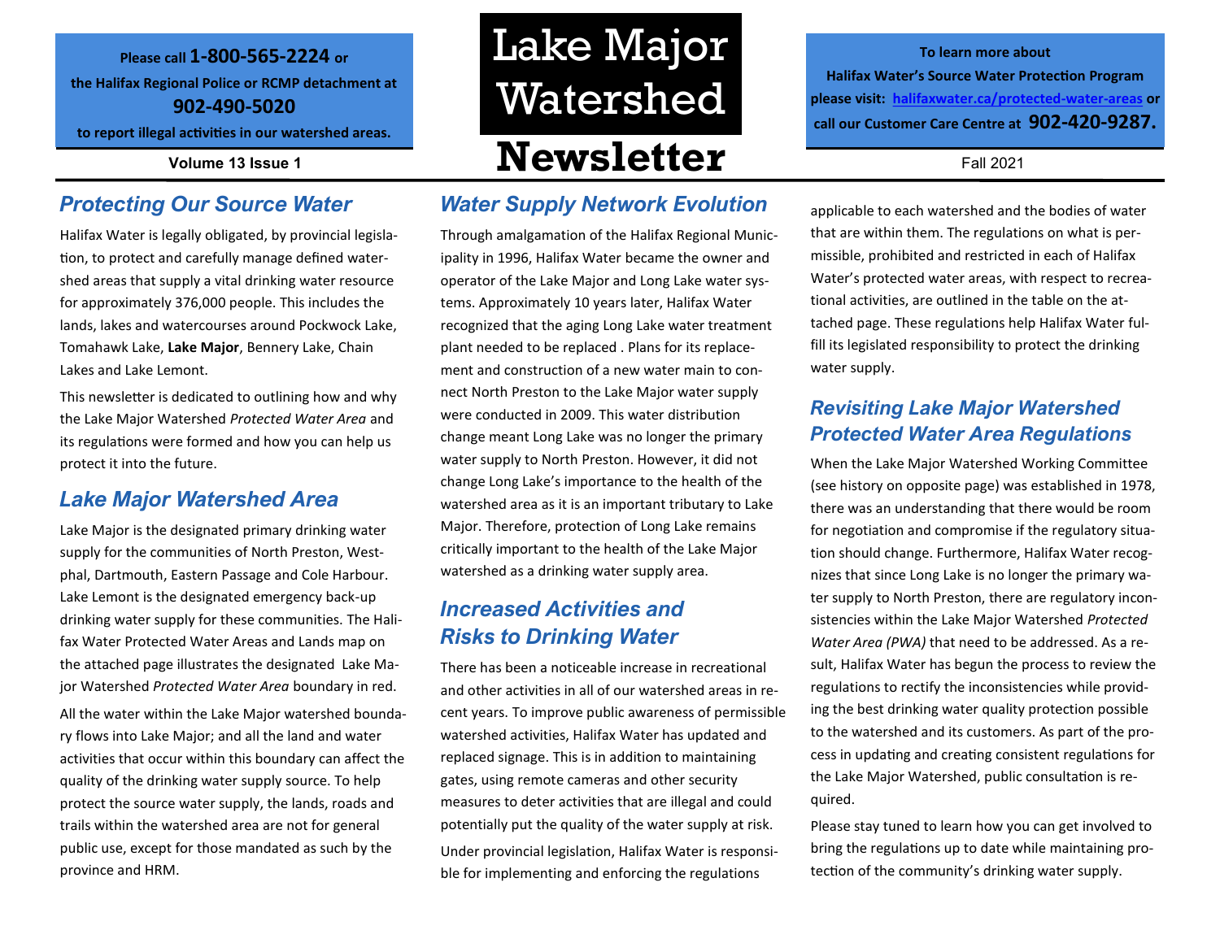Please call **1-800-565-2224** or the Halifax Regional Police or RCMP detachment at **902-490-5020** to report illegal activities in our watershed areas.

# Lake Major Watershed Newsletter

Volume 13 Issue 1

Fall 2021

To learn more about Halifax Water's Source Water Protection Program please visit: [halifaxwater.ca/protected-water-areas](halifaxwater.ca/protected-water-areas) or call our Customer Care Centre at **902-420-9287.**

## Protecting Our Source Water

Halifax Water is legally obligated, by provincial legislation, to protect and carefully manage defined watershed areas that supply a vital drinking water resource for approximately 376,000 people. This includes the lands, lakes and watercourses around Pockwock Lake, Tomahawk Lake, **Lake Major**, Bennery Lake, Chain Lakes and Lake Lemont.

This newsletter is dedicated to outlining how and why the Lake Major Watershed *Protected Water Area* and its regulations were formed and how you can help us protect it into the future.

## Lake Major Watershed Area

Lake Major is the designated primary drinking water supply for the communities of North Preston, Westphal, Dartmouth, Eastern Passage and Cole Harbour. Lake Lemont is the designated emergency back-up drinking water supply for these communities. The Halifax Water Protected Water Areas and Lands map on the attached page illustrates the designated Lake Major Watershed *Protected Water Area* boundary in red.

All the water within the Lake Major watershed boundary flows into Lake Major; and all the land and water activities that occur within this boundary can affect the quality of the drinking water supply source. To help protect the source water supply, the lands, roads and trails within the watershed area are not for general public use, except for those mandated as such by the province and HRM.

## Water Supply Network Evolution

Through amalgamation of the Halifax Regional Municipality in 1996, Halifax Water became the owner and operator of the Lake Major and Long Lake water systems. Approximately 10 years later, Halifax Water recognized that the aging Long Lake water treatment plant needed to be replaced . Plans for its replacement and construction of a new water main to connect North Preston to the Lake Major water supply were conducted in 2009. This water distribution change meant Long Lake was no longer the primary water supply to North Preston. However, it did not change Long Lake's importance to the health of the watershed area as it is an important tributary to Lake Major. Therefore, protection of Long Lake remains critically important to the health of the Lake Major watershed as a drinking water supply area.

## Increased Activities and Risks to Drinking Water

There has been a noticeable increase in recreational and other activities in all of our watershed areas in recent years. To improve public awareness of permissible watershed activities, Halifax Water has updated and replaced signage. This is in addition to maintaining gates, using remote cameras and other security measures to deter activities that are illegal and could potentially put the quality of the water supply at risk.

Under provincial legislation, Halifax Water is responsible for implementing and enforcing the regulations applicable to each watershed and the bodies of water that are within them. The regulations on what is permissible, prohibited and restricted in each of Halifax Water's protected water areas, with respect to recreational activities, are outlined in the table on the attached page. These regulations help Halifax Water fulfill its legislated responsibility to protect the drinking water supply.

## Revisiting Lake Major Watershed Protected Water Area Regulations

When the Lake Major Watershed Working Committee (see history on opposite page) was established in 1978, there was an understanding that there would be room for negotiation and compromise if the regulatory situation should change. Furthermore, Halifax Water recognizes that since Long Lake is no longer the primary water supply to North Preston, there are regulatory inconsistencies within the Lake Major Watershed *Protected Water Area (PWA)* that need to be addressed. As a result, Halifax Water has begun the process to review the regulations to rectify the inconsistencies while providing the best drinking water quality protection possible to the watershed and its customers. As part of the process in updating and creating consistent regulations for the Lake Major Watershed, public consultation is required.

Please stay tuned to learn how you can get involved to bring the regulations up to date while maintaining protection of the community's drinking water supply.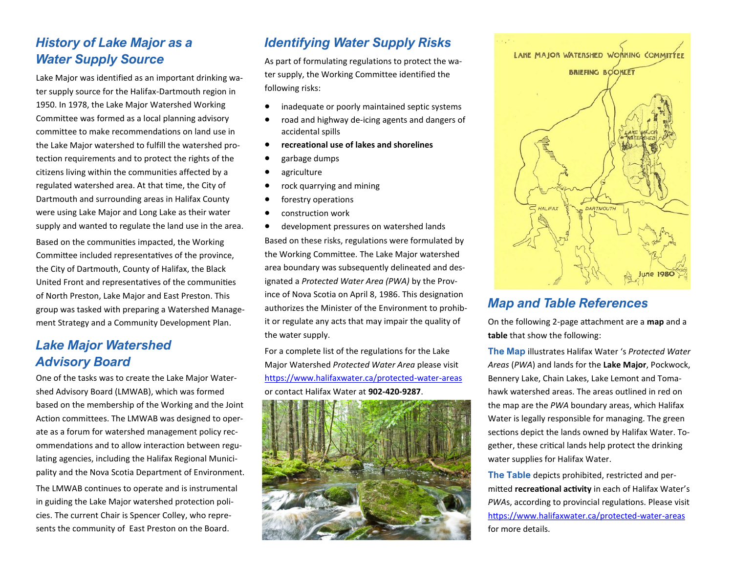## History of Lake Major as a Water Supply Source

Lake Major was identified as an important drinking water supply source for the Halifax-Dartmouth region in 1950. In 1978, the Lake Major Watershed Working Committee was formed as a local planning advisory committee to make recommendations on land use in the Lake Major watershed to fulfill the watershed protection requirements and to protect the rights of the citizens living within the communities affected by a regulated watershed area. At that time, the City of Dartmouth and surrounding areas in Halifax County were using Lake Major and Long Lake as their water supply and wanted to regulate the land use in the area.

Based on the communities impacted, the Working Committee included representatives of the province, the City of Dartmouth, County of Halifax, the Black United Front and representatives of the communities of North Preston, Lake Major and East Preston. This group was tasked with preparing a Watershed Management Strategy and a Community Development Plan.

## Lake Major Watershed Advisory Board

One of the tasks was to create the Lake Major Watershed Advisory Board (LMWAB), which was formed based on the membership of the Working and the Joint Action committees. The LMWAB was designed to operate as a forum for watershed management policy recommendations and to allow interaction between regulating agencies, including the Halifax Regional Municipality and the Nova Scotia Department of Environment.

The LMWAB continues to operate and is instrumental in guiding the Lake Major watershed protection policies. The current Chair is Spencer Colley, who represents the community of East Preston on the Board.

## Identifying Water Supply Risks

As part of formulating regulations to protect the water supply, the Working Committee identified the following risks:

- inadequate or poorly maintained septic systems
- road and highway de-icing agents and dangers of accidental spills
- **recreational use of lakes and shorelines**
- garbage dumps
- agriculture
- rock quarrying and mining
- forestry operations
- construction work
- development pressures on watershed lands

Based on these risks, regulations were formulated by the Working Committee. The Lake Major watershed area boundary was subsequently delineated and designated a *Protected Water Area (PWA)* by the Province of Nova Scotia on April 8, 1986. This designation authorizes the Minister of the Environment to prohibit or regulate any acts that may impair the quality of the water supply.

For a complete list of the regulations for the Lake Major Watershed *Protected Water Area* please visit https://www.halifaxwater.ca/protected-water-areas or contact Halifax Water at **902-420-9287**.

## Map and Table References

On the following 2-page attachment are a **map** and a **table** that show the following:

**The Map** illustrates Halifax Water 's *Protected Water Areas* (*PWA*) and lands for the **Lake Major**, Pockwock, Bennery Lake, Chain Lakes, Lake Lemont and Tomahawk watershed areas. The areas outlined in red on the map are the *PWA* boundary areas, which Halifax Water is legally responsible for managing. The green sections depict the lands owned by Halifax Water. Together, these critical lands help protect the drinking water supplies for Halifax Water.

**The Table** depicts prohibited, restricted and permitted **recreational activity** in each of Halifax Water's *PWA*s, according to provincial regulations. Please visit https://www.halifaxwater.ca/protected-water-areas for more details.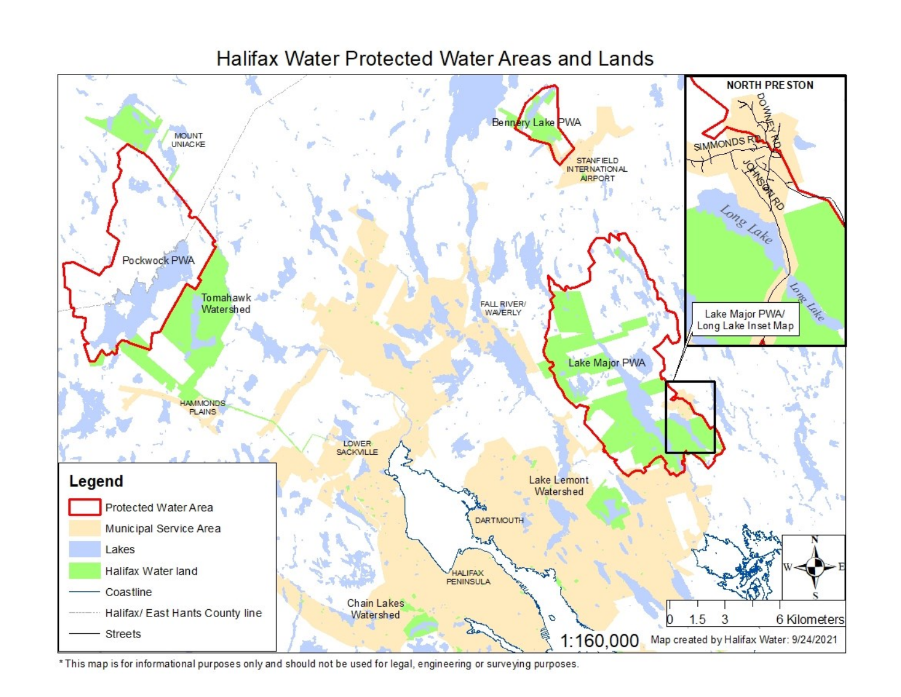# Halifax Water Protected Water Areas and Lands

MOUNT UNIACKE

Bennery Lake PWA

STANFIELD INTERNATIONAL AIRPORT

Pockwock PWA

Tomahawk Watershed

FALL RIVER/ WAVERLY

Lake Major PWA

HAMMONDS PLAINS

LOWER SACKVILLE

Lake Lemont Watershed

DARTMOUTH

HALIFAX PENINSULA

Chain Lakes Watershed

NORTH PRESTON

DOWNEY RD

SIMMONDS RD

JOHNSON RD

Long Lake

Long Lake

Lake Major PWA/ Long Lake Inset Map

**Legend**

- Protected Water Area
- Municipal Service Area
- Lakes
- Halifax Water land
- Coastline
- Halifax/ East Hants County line
- Streets

N W E S

0 1.5 3 6 Kilometers

1:160,000

Map created by Halifax Water: 9/24/2021

* This map is for informational purposes only and should not be used for legal, engineering or surveying purposes.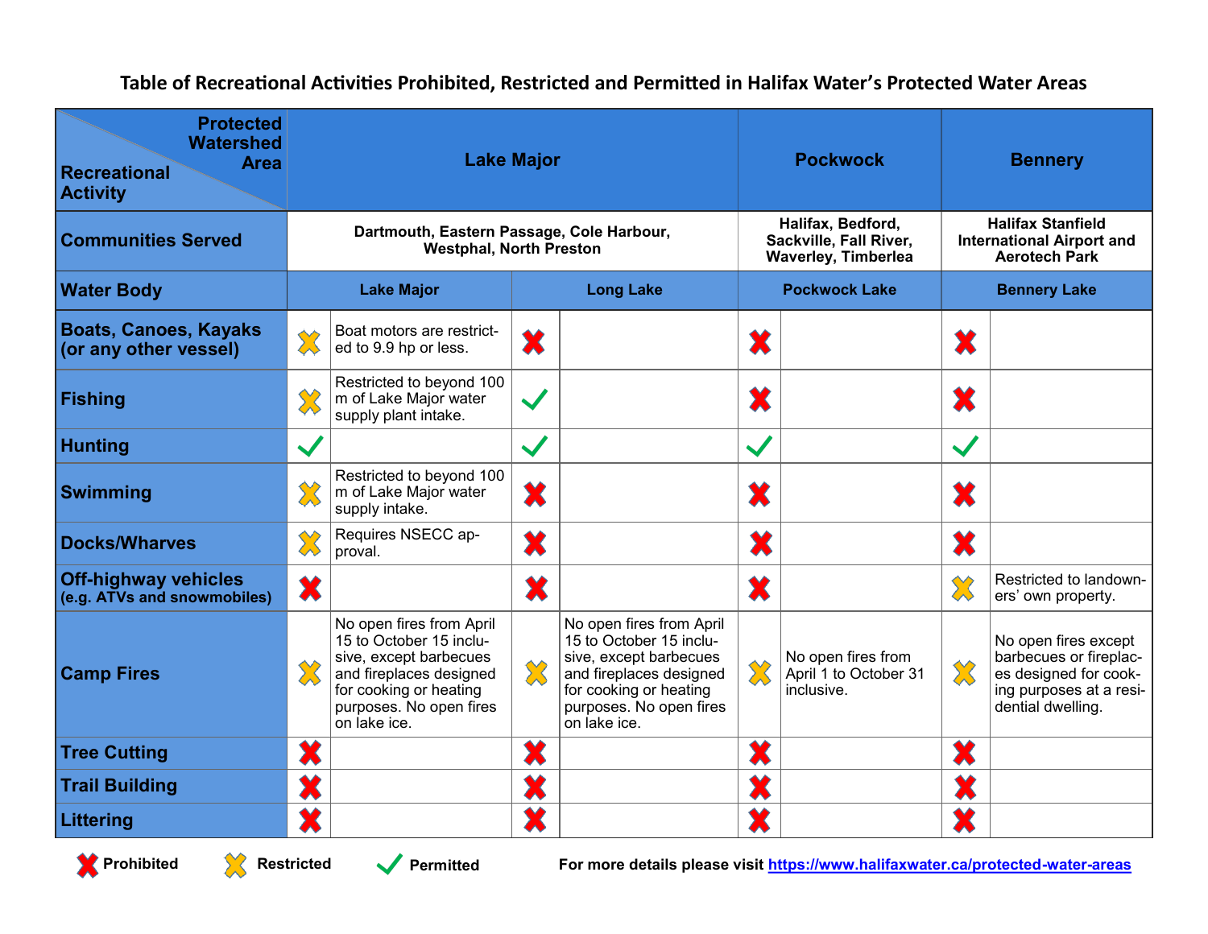# Table of Recreational Activities Prohibited, Restricted and Permitted in Halifax Water's Protected Water Areas

| Recreational Activity / Protected Watershed Area | Lake Major | | | | Pockwock | | Bennery | |
|---|---|---|---|---|---|---|---|---|
| **Communities Served** | Dartmouth, Eastern Passage, Cole Harbour, Westphal, North Preston | | | | Halifax, Bedford, Sackville, Fall River, Waverley, Timberlea | | Halifax Stanfield International Airport and Aerotech Park | |
| **Water Body** | Lake Major | | Long Lake | | Pockwock Lake | | Bennery Lake | |
| **Boats, Canoes, Kayaks (or any other vessel)** | Restricted | Boat motors are restricted to 9.9 hp or less. | Prohibited | | Prohibited | | Prohibited | |
| **Fishing** | Restricted | Restricted to beyond 100 m of Lake Major water supply plant intake. | Permitted | | Prohibited | | Prohibited | |
| **Hunting** | Permitted | | Permitted | | Permitted | | Permitted | |
| **Swimming** | Restricted | Restricted to beyond 100 m of Lake Major water supply intake. | Prohibited | | Prohibited | | Prohibited | |
| **Docks/Wharves** | Restricted | Requires NSECC approval. | Prohibited | | Prohibited | | Prohibited | |
| **Off-highway vehicles (e.g. ATVs and snowmobiles)** | Prohibited | | Prohibited | | Prohibited | | Restricted | Restricted to landowners' own property. |
| **Camp Fires** | Restricted | No open fires from April 15 to October 15 inclusive, except barbecues and fireplaces designed for cooking or heating purposes. No open fires on lake ice. | Restricted | No open fires from April 15 to October 15 inclusive, except barbecues and fireplaces designed for cooking or heating purposes. No open fires on lake ice. | Restricted | No open fires from April 1 to October 31 inclusive. | Restricted | No open fires except barbecues or fireplaces designed for cooking purposes at a residential dwelling. |
| **Tree Cutting** | Prohibited | | Prohibited | | Prohibited | | Prohibited | |
| **Trail Building** | Prohibited | | Prohibited | | Prohibited | | Prohibited | |
| **Littering** | Prohibited | | Prohibited | | Prohibited | | Prohibited | |

**Prohibited** | **Restricted** | **Permitted**

**For more details please visit [https://www.halifaxwater.ca/protected-water-areas](https://www.halifaxwater.ca/protected-water-areas)**